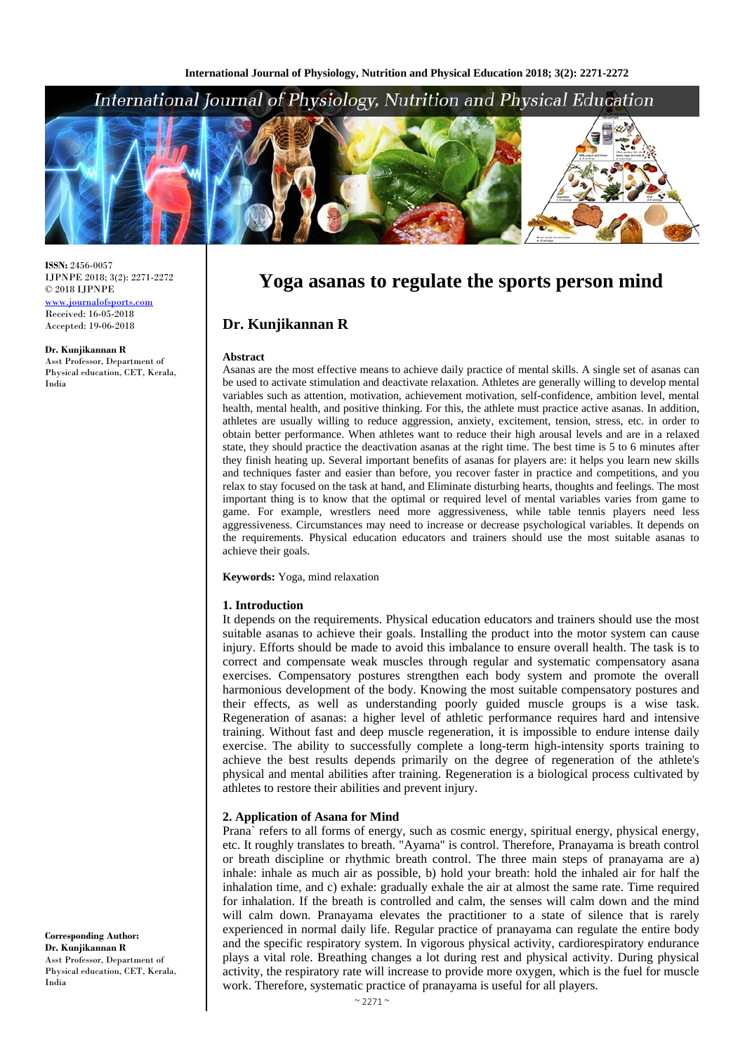# Yoga asanas to regulate the sports person mind

## Dr. Kunjikannan R

**ISSN:** 2456-0057
IJPNPE 2018; 3(2): 2271-2272
© 2018 IJPNPE
www.journalofsports.com
Received: 16-05-2018
Accepted: 19-06-2018

**Dr. Kunjikannan R**
Asst Professor, Department of Physical education, CET, Kerala, India

**Corresponding Author:**
**Dr. Kunjikannan R**
Asst Professor, Department of Physical education, CET, Kerala, India

### Abstract

Asanas are the most effective means to achieve daily practice of mental skills. A single set of asanas can be used to activate stimulation and deactivate relaxation. Athletes are generally willing to develop mental variables such as attention, motivation, achievement motivation, self-confidence, ambition level, mental health, mental health, and positive thinking. For this, the athlete must practice active asanas. In addition, athletes are usually willing to reduce aggression, anxiety, excitement, tension, stress, etc. in order to obtain better performance. When athletes want to reduce their high arousal levels and are in a relaxed state, they should practice the deactivation asanas at the right time. The best time is 5 to 6 minutes after they finish heating up. Several important benefits of asanas for players are: it helps you learn new skills and techniques faster and easier than before, you recover faster in practice and competitions, and you relax to stay focused on the task at hand, and Eliminate disturbing hearts, thoughts and feelings. The most important thing is to know that the optimal or required level of mental variables varies from game to game. For example, wrestlers need more aggressiveness, while table tennis players need less aggressiveness. Circumstances may need to increase or decrease psychological variables. It depends on the requirements. Physical education educators and trainers should use the most suitable asanas to achieve their goals.

**Keywords:** Yoga, mind relaxation

### 1. Introduction

It depends on the requirements. Physical education educators and trainers should use the most suitable asanas to achieve their goals. Installing the product into the motor system can cause injury. Efforts should be made to avoid this imbalance to ensure overall health. The task is to correct and compensate weak muscles through regular and systematic compensatory asana exercises. Compensatory postures strengthen each body system and promote the overall harmonious development of the body. Knowing the most suitable compensatory postures and their effects, as well as understanding poorly guided muscle groups is a wise task. Regeneration of asanas: a higher level of athletic performance requires hard and intensive training. Without fast and deep muscle regeneration, it is impossible to endure intense daily exercise. The ability to successfully complete a long-term high-intensity sports training to achieve the best results depends primarily on the degree of regeneration of the athlete's physical and mental abilities after training. Regeneration is a biological process cultivated by athletes to restore their abilities and prevent injury.

### 2. Application of Asana for Mind

Prana` refers to all forms of energy, such as cosmic energy, spiritual energy, physical energy, etc. It roughly translates to breath. "Ayama" is control. Therefore, Pranayama is breath control or breath discipline or rhythmic breath control. The three main steps of pranayama are a) inhale: inhale as much air as possible, b) hold your breath: hold the inhaled air for half the inhalation time, and c) exhale: gradually exhale the air at almost the same rate. Time required for inhalation. If the breath is controlled and calm, the senses will calm down and the mind will calm down. Pranayama elevates the practitioner to a state of silence that is rarely experienced in normal daily life. Regular practice of pranayama can regulate the entire body and the specific respiratory system. In vigorous physical activity, cardiorespiratory endurance plays a vital role. Breathing changes a lot during rest and physical activity. During physical activity, the respiratory rate will increase to provide more oxygen, which is the fuel for muscle work. Therefore, systematic practice of pranayama is useful for all players.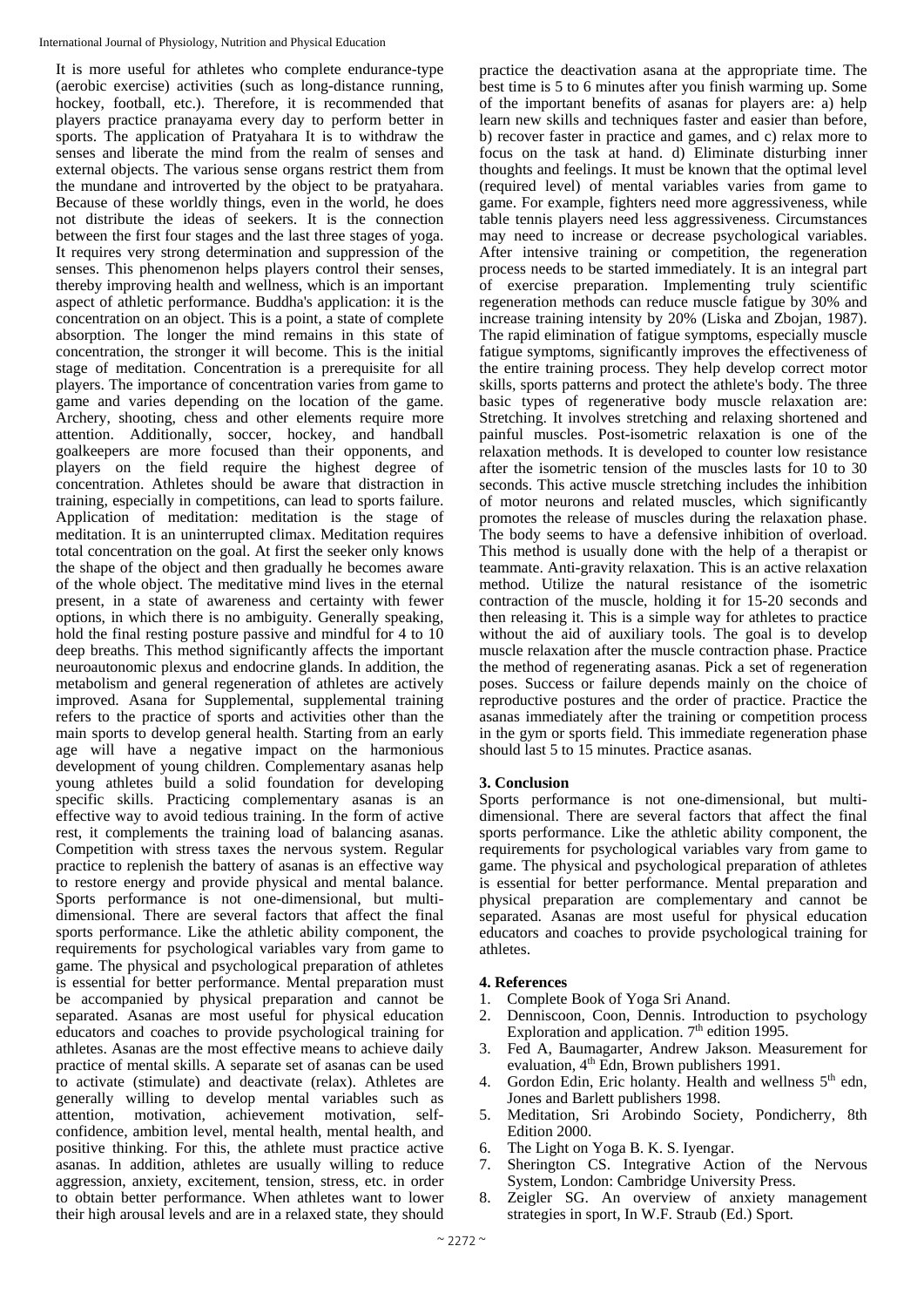It is more useful for athletes who complete endurance-type (aerobic exercise) activities (such as long-distance running, hockey, football, etc.). Therefore, it is recommended that players practice pranayama every day to perform better in sports. The application of Pratyahara It is to withdraw the senses and liberate the mind from the realm of senses and external objects. The various sense organs restrict them from the mundane and introverted by the object to be pratyahara. Because of these worldly things, even in the world, he does not distribute the ideas of seekers. It is the connection between the first four stages and the last three stages of yoga. It requires very strong determination and suppression of the senses. This phenomenon helps players control their senses, thereby improving health and wellness, which is an important aspect of athletic performance. Buddha's application: it is the concentration on an object. This is a point, a state of complete absorption. The longer the mind remains in this state of concentration, the stronger it will become. This is the initial stage of meditation. Concentration is a prerequisite for all players. The importance of concentration varies from game to game and varies depending on the location of the game. Archery, shooting, chess and other elements require more attention. Additionally, soccer, hockey, and handball goalkeepers are more focused than their opponents, and players on the field require the highest degree of concentration. Athletes should be aware that distraction in training, especially in competitions, can lead to sports failure. Application of meditation: meditation is the stage of meditation. It is an uninterrupted climax. Meditation requires total concentration on the goal. At first the seeker only knows the shape of the object and then gradually he becomes aware of the whole object. The meditative mind lives in the eternal present, in a state of awareness and certainty with fewer options, in which there is no ambiguity. Generally speaking, hold the final resting posture passive and mindful for 4 to 10 deep breaths. This method significantly affects the important neuroautonomic plexus and endocrine glands. In addition, the metabolism and general regeneration of athletes are actively improved. Asana for Supplemental, supplemental training refers to the practice of sports and activities other than the main sports to develop general health. Starting from an early age will have a negative impact on the harmonious development of young children. Complementary asanas help young athletes build a solid foundation for developing specific skills. Practicing complementary asanas is an effective way to avoid tedious training. In the form of active rest, it complements the training load of balancing asanas. Competition with stress taxes the nervous system. Regular practice to replenish the battery of asanas is an effective way to restore energy and provide physical and mental balance. Sports performance is not one-dimensional, but multi-dimensional. There are several factors that affect the final sports performance. Like the athletic ability component, the requirements for psychological variables vary from game to game. The physical and psychological preparation of athletes is essential for better performance. Mental preparation must be accompanied by physical preparation and cannot be separated. Asanas are most useful for physical education educators and coaches to provide psychological training for athletes. Asanas are the most effective means to achieve daily practice of mental skills. A separate set of asanas can be used to activate (stimulate) and deactivate (relax). Athletes are generally willing to develop mental variables such as attention, motivation, achievement motivation, self-confidence, ambition level, mental health, mental health, and positive thinking. For this, the athlete must practice active asanas. In addition, athletes are usually willing to reduce aggression, anxiety, excitement, tension, stress, etc. in order to obtain better performance. When athletes want to lower their high arousal levels and are in a relaxed state, they should practice the deactivation asana at the appropriate time. The best time is 5 to 6 minutes after you finish warming up. Some of the important benefits of asanas for players are: a) help learn new skills and techniques faster and easier than before, b) recover faster in practice and games, and c) relax more to focus on the task at hand. d) Eliminate disturbing inner thoughts and feelings. It must be known that the optimal level (required level) of mental variables varies from game to game. For example, fighters need more aggressiveness, while table tennis players need less aggressiveness. Circumstances may need to increase or decrease psychological variables. After intensive training or competition, the regeneration process needs to be started immediately. It is an integral part of exercise preparation. Implementing truly scientific regeneration methods can reduce muscle fatigue by 30% and increase training intensity by 20% (Liska and Zbojan, 1987). The rapid elimination of fatigue symptoms, especially muscle fatigue symptoms, significantly improves the effectiveness of the entire training process. They help develop correct motor skills, sports patterns and protect the athlete's body. The three basic types of regenerative body muscle relaxation are: Stretching. It involves stretching and relaxing shortened and painful muscles. Post-isometric relaxation is one of the relaxation methods. It is developed to counter low resistance after the isometric tension of the muscles lasts for 10 to 30 seconds. This active muscle stretching includes the inhibition of motor neurons and related muscles, which significantly promotes the release of muscles during the relaxation phase. The body seems to have a defensive inhibition of overload. This method is usually done with the help of a therapist or teammate. Anti-gravity relaxation. This is an active relaxation method. Utilize the natural resistance of the isometric contraction of the muscle, holding it for 15-20 seconds and then releasing it. This is a simple way for athletes to practice without the aid of auxiliary tools. The goal is to develop muscle relaxation after the muscle contraction phase. Practice the method of regenerating asanas. Pick a set of regeneration poses. Success or failure depends mainly on the choice of reproductive postures and the order of practice. Practice the asanas immediately after the training or competition process in the gym or sports field. This immediate regeneration phase should last 5 to 15 minutes. Practice asanas.

## 3. Conclusion

Sports performance is not one-dimensional, but multi-dimensional. There are several factors that affect the final sports performance. Like the athletic ability component, the requirements for psychological variables vary from game to game. The physical and psychological preparation of athletes is essential for better performance. Mental preparation and physical preparation are complementary and cannot be separated. Asanas are most useful for physical education educators and coaches to provide psychological training for athletes.

## 4. References

1. Complete Book of Yoga Sri Anand.
2. Denniscoon, Coon, Dennis. Introduction to psychology Exploration and application. 7th edition 1995.
3. Fed A, Baumagarter, Andrew Jakson. Measurement for evaluation, 4th Edn, Brown publishers 1991.
4. Gordon Edin, Eric holanty. Health and wellness 5th edn, Jones and Barlett publishers 1998.
5. Meditation, Sri Arobindo Society, Pondicherry, 8th Edition 2000.
6. The Light on Yoga B. K. S. Iyengar.
7. Sherington CS. Integrative Action of the Nervous System, London: Cambridge University Press.
8. Zeigler SG. An overview of anxiety management strategies in sport, In W.F. Straub (Ed.) Sport.